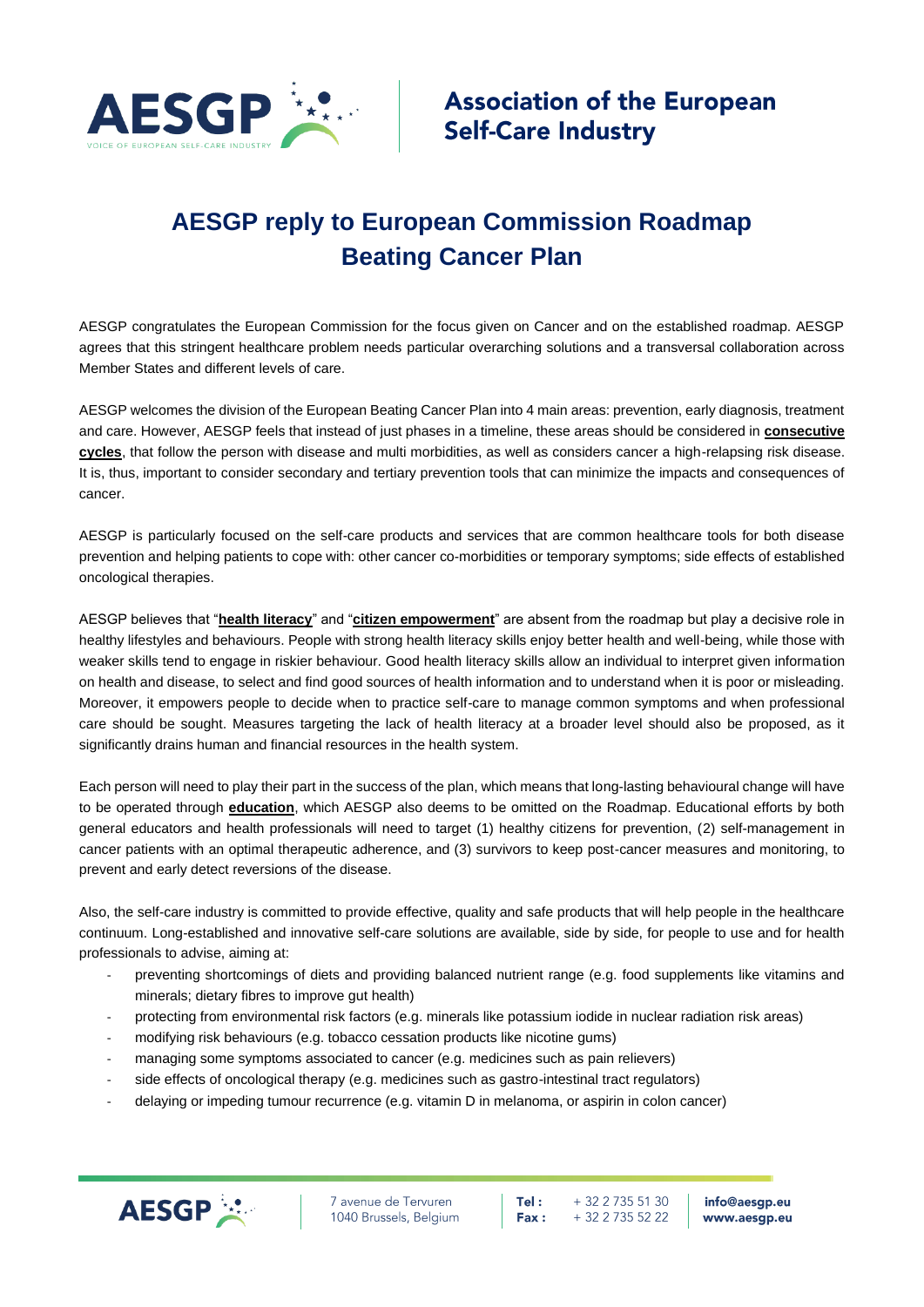Association of the European Self-Care Industry

# AESGP reply to European Commission Roadmap Beating Cancer Plan

AESGP congratulates the European Commission for the focus given on Cancer and on the established roadmap. AESGP agrees that this stringent healthcare problem needs particular overarching solutions and a transversal collaboration across Member States and different levels of care.

AESGP welcomes the division of the European Beating Cancer Plan into 4 main areas: prevention, early diagnosis, treatment and care. However, AESGP feels that instead of just phases in a timeline, these areas should be considered in **consecutive cycles**, that follow the person with disease and multi morbidities, as well as considers cancer a high-relapsing risk disease. It is, thus, important to consider secondary and tertiary prevention tools that can minimize the impacts and consequences of cancer.

AESGP is particularly focused on the self-care products and services that are common healthcare tools for both disease prevention and helping patients to cope with: other cancer co-morbidities or temporary symptoms; side effects of established oncological therapies.

AESGP believes that "**health literacy**" and "**citizen empowerment**" are absent from the roadmap but play a decisive role in healthy lifestyles and behaviours. People with strong health literacy skills enjoy better health and well-being, while those with weaker skills tend to engage in riskier behaviour. Good health literacy skills allow an individual to interpret given information on health and disease, to select and find good sources of health information and to understand when it is poor or misleading. Moreover, it empowers people to decide when to practice self-care to manage common symptoms and when professional care should be sought. Measures targeting the lack of health literacy at a broader level should also be proposed, as it significantly drains human and financial resources in the health system.

Each person will need to play their part in the success of the plan, which means that long-lasting behavioural change will have to be operated through **education**, which AESGP also deems to be omitted on the Roadmap. Educational efforts by both general educators and health professionals will need to target (1) healthy citizens for prevention, (2) self-management in cancer patients with an optimal therapeutic adherence, and (3) survivors to keep post-cancer measures and monitoring, to prevent and early detect reversions of the disease.

Also, the self-care industry is committed to provide effective, quality and safe products that will help people in the healthcare continuum. Long-established and innovative self-care solutions are available, side by side, for people to use and for health professionals to advise, aiming at:

- preventing shortcomings of diets and providing balanced nutrient range (e.g. food supplements like vitamins and minerals; dietary fibres to improve gut health)
- protecting from environmental risk factors (e.g. minerals like potassium iodide in nuclear radiation risk areas)
- modifying risk behaviours (e.g. tobacco cessation products like nicotine gums)
- managing some symptoms associated to cancer (e.g. medicines such as pain relievers)
- side effects of oncological therapy (e.g. medicines such as gastro-intestinal tract regulators)
- delaying or impeding tumour recurrence (e.g. vitamin D in melanoma, or aspirin in colon cancer)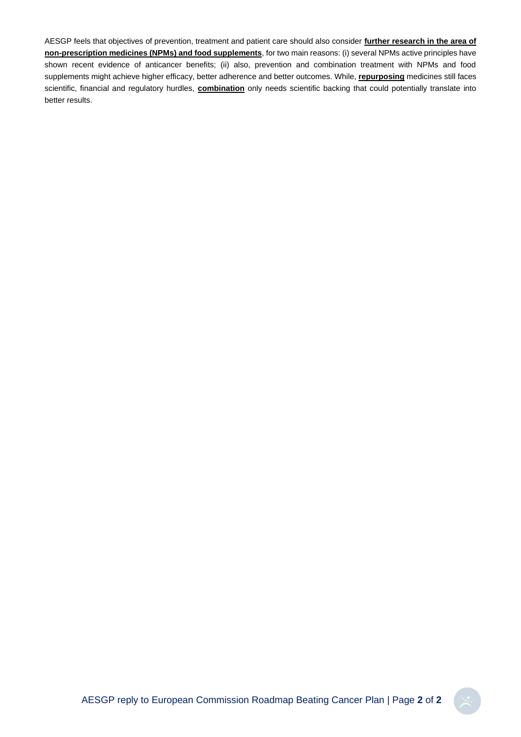AESGP feels that objectives of prevention, treatment and patient care should also consider **further research in the area of non-prescription medicines (NPMs) and food supplements**, for two main reasons: (i) several NPMs active principles have shown recent evidence of anticancer benefits; (ii) also, prevention and combination treatment with NPMs and food supplements might achieve higher efficacy, better adherence and better outcomes. While, **repurposing** medicines still faces scientific, financial and regulatory hurdles, **combination** only needs scientific backing that could potentially translate into better results.